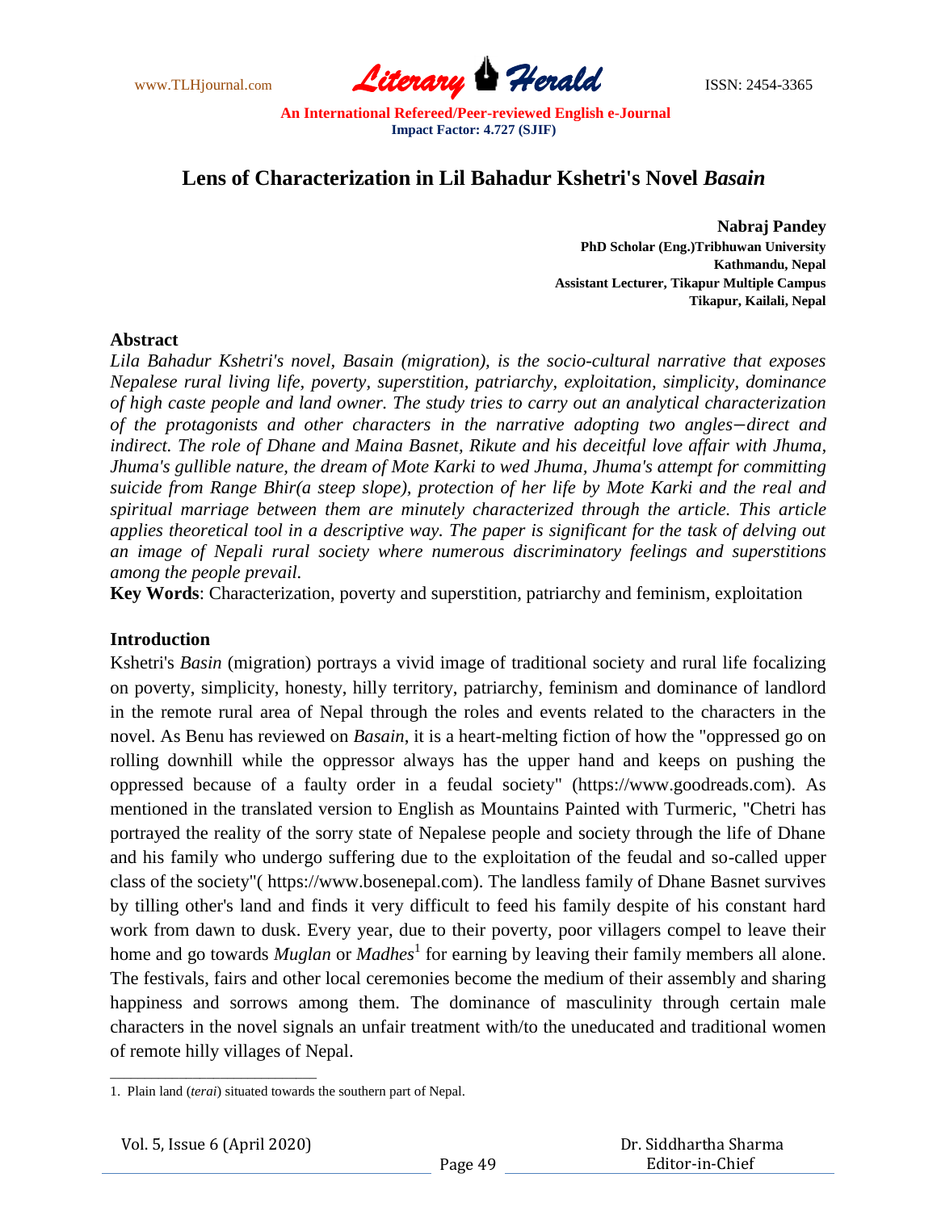# Lens of Characterization in Lil Bahadur Kshetri's Novel *Basain*

**Nabraj Pandey**
**PhD Scholar (Eng.)Tribhuwan University**
**Kathmandu, Nepal**
**Assistant Lecturer, Tikapur Multiple Campus**
**Tikapur, Kailali, Nepal**

## Abstract

*Lila Bahadur Kshetri's novel, Basain (migration), is the socio-cultural narrative that exposes Nepalese rural living life, poverty, superstition, patriarchy, exploitation, simplicity, dominance of high caste people and land owner. The study tries to carry out an analytical characterization of the protagonists and other characters in the narrative adopting two angles–direct and indirect. The role of Dhane and Maina Basnet, Rikute and his deceitful love affair with Jhuma, Jhuma's gullible nature, the dream of Mote Karki to wed Jhuma, Jhuma's attempt for committing suicide from Range Bhir(a steep slope), protection of her life by Mote Karki and the real and spiritual marriage between them are minutely characterized through the article. This article applies theoretical tool in a descriptive way. The paper is significant for the task of delving out an image of Nepali rural society where numerous discriminatory feelings and superstitions among the people prevail.*

**Key Words**: Characterization, poverty and superstition, patriarchy and feminism, exploitation

## Introduction

Kshetri's *Basin* (migration) portrays a vivid image of traditional society and rural life focalizing on poverty, simplicity, honesty, hilly territory, patriarchy, feminism and dominance of landlord in the remote rural area of Nepal through the roles and events related to the characters in the novel. As Benu has reviewed on *Basain*, it is a heart-melting fiction of how the "oppressed go on rolling downhill while the oppressor always has the upper hand and keeps on pushing the oppressed because of a faulty order in a feudal society" (https://www.goodreads.com). As mentioned in the translated version to English as Mountains Painted with Turmeric, "Chetri has portrayed the reality of the sorry state of Nepalese people and society through the life of Dhane and his family who undergo suffering due to the exploitation of the feudal and so-called upper class of the society"( https://www.bosenepal.com). The landless family of Dhane Basnet survives by tilling other's land and finds it very difficult to feed his family despite of his constant hard work from dawn to dusk. Every year, due to their poverty, poor villagers compel to leave their home and go towards *Muglan* or *Madhes*[1] for earning by leaving their family members all alone. The festivals, fairs and other local ceremonies become the medium of their assembly and sharing happiness and sorrows among them. The dominance of masculinity through certain male characters in the novel signals an unfair treatment with/to the uneducated and traditional women of remote hilly villages of Nepal.

---

1. Plain land (*terai*) situated towards the southern part of Nepal.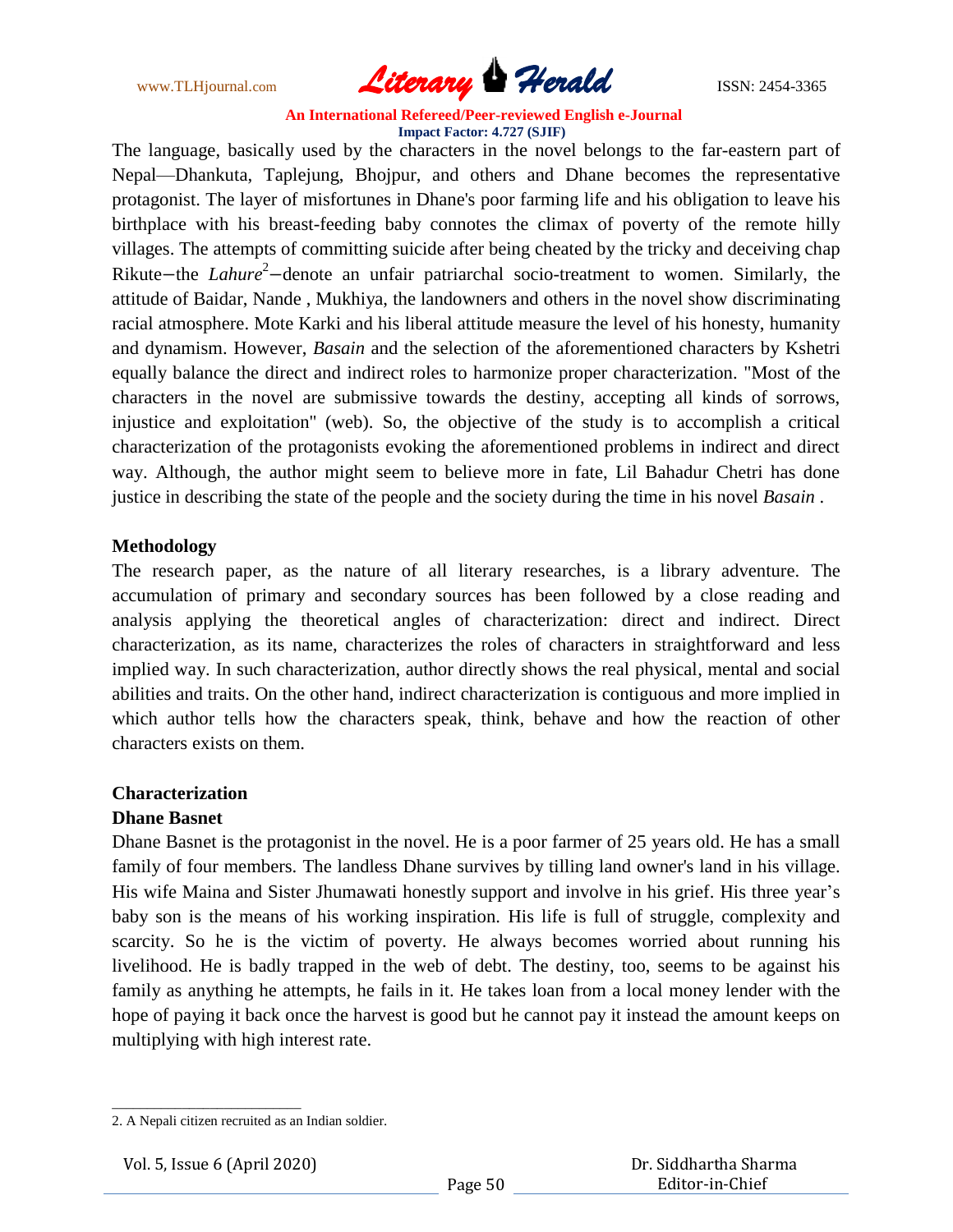The language, basically used by the characters in the novel belongs to the far-eastern part of Nepal—Dhankuta, Taplejung, Bhojpur, and others and Dhane becomes the representative protagonist. The layer of misfortunes in Dhane's poor farming life and his obligation to leave his birthplace with his breast-feeding baby connotes the climax of poverty of the remote hilly villages. The attempts of committing suicide after being cheated by the tricky and deceiving chap Rikute–the *Lahure*[2]–denote an unfair patriarchal socio-treatment to women. Similarly, the attitude of Baidar, Nande , Mukhiya, the landowners and others in the novel show discriminating racial atmosphere. Mote Karki and his liberal attitude measure the level of his honesty, humanity and dynamism. However, *Basain* and the selection of the aforementioned characters by Kshetri equally balance the direct and indirect roles to harmonize proper characterization. "Most of the characters in the novel are submissive towards the destiny, accepting all kinds of sorrows, injustice and exploitation" (web). So, the objective of the study is to accomplish a critical characterization of the protagonists evoking the aforementioned problems in indirect and direct way. Although, the author might seem to believe more in fate, Lil Bahadur Chetri has done justice in describing the state of the people and the society during the time in his novel *Basain* .

**Methodology**

The research paper, as the nature of all literary researches, is a library adventure. The accumulation of primary and secondary sources has been followed by a close reading and analysis applying the theoretical angles of characterization: direct and indirect. Direct characterization, as its name, characterizes the roles of characters in straightforward and less implied way. In such characterization, author directly shows the real physical, mental and social abilities and traits. On the other hand, indirect characterization is contiguous and more implied in which author tells how the characters speak, think, behave and how the reaction of other characters exists on them.

**Characterization**

**Dhane Basnet**

Dhane Basnet is the protagonist in the novel. He is a poor farmer of 25 years old. He has a small family of four members. The landless Dhane survives by tilling land owner's land in his village. His wife Maina and Sister Jhumawati honestly support and involve in his grief. His three year's baby son is the means of his working inspiration. His life is full of struggle, complexity and scarcity. So he is the victim of poverty. He always becomes worried about running his livelihood. He is badly trapped in the web of debt. The destiny, too, seems to be against his family as anything he attempts, he fails in it. He takes loan from a local money lender with the hope of paying it back once the harvest is good but he cannot pay it instead the amount keeps on multiplying with high interest rate.

---

2. A Nepali citizen recruited as an Indian soldier.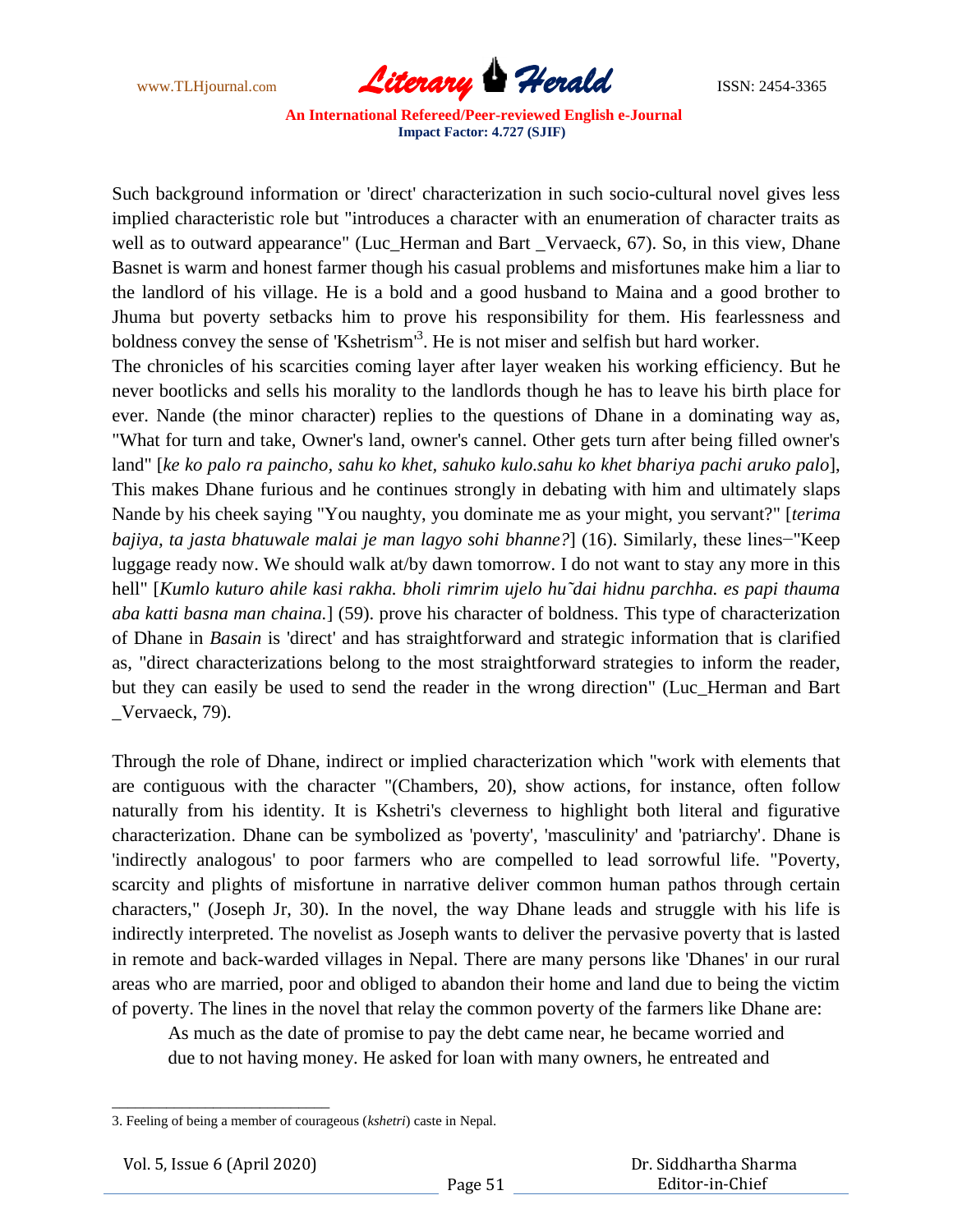Such background information or 'direct' characterization in such socio-cultural novel gives less implied characteristic role but "introduces a character with an enumeration of character traits as well as to outward appearance" (Luc_Herman and Bart _Vervaeck, 67). So, in this view, Dhane Basnet is warm and honest farmer though his casual problems and misfortunes make him a liar to the landlord of his village. He is a bold and a good husband to Maina and a good brother to Jhuma but poverty setbacks him to prove his responsibility for them. His fearlessness and boldness convey the sense of 'Kshetrism'[3]. He is not miser and selfish but hard worker.

The chronicles of his scarcities coming layer after layer weaken his working efficiency. But he never bootlicks and sells his morality to the landlords though he has to leave his birth place for ever. Nande (the minor character) replies to the questions of Dhane in a dominating way as, "What for turn and take, Owner's land, owner's cannel. Other gets turn after being filled owner's land" [*ke ko palo ra paincho, sahu ko khet, sahuko kulo.sahu ko khet bhariya pachi aruko palo*], This makes Dhane furious and he continues strongly in debating with him and ultimately slaps Nande by his cheek saying "You naughty, you dominate me as your might, you servant?" [*terima bajiya, ta jasta bhatuwale malai je man lagyo sohi bhanne?*] (16). Similarly, these lines−"Keep luggage ready now. We should walk at/by dawn tomorrow. I do not want to stay any more in this hell" [*Kumlo kuturo ahile kasi rakha. bholi rimrim ujelo hu˜dai hidnu parchha. es papi thauma aba katti basna man chaina.*] (59). prove his character of boldness. This type of characterization of Dhane in *Basain* is 'direct' and has straightforward and strategic information that is clarified as, "direct characterizations belong to the most straightforward strategies to inform the reader, but they can easily be used to send the reader in the wrong direction" (Luc_Herman and Bart _Vervaeck, 79).

Through the role of Dhane, indirect or implied characterization which "work with elements that are contiguous with the character "(Chambers, 20), show actions, for instance, often follow naturally from his identity. It is Kshetri's cleverness to highlight both literal and figurative characterization. Dhane can be symbolized as 'poverty', 'masculinity' and 'patriarchy'. Dhane is 'indirectly analogous' to poor farmers who are compelled to lead sorrowful life. "Poverty, scarcity and plights of misfortune in narrative deliver common human pathos through certain characters," (Joseph Jr, 30). In the novel, the way Dhane leads and struggle with his life is indirectly interpreted. The novelist as Joseph wants to deliver the pervasive poverty that is lasted in remote and back-warded villages in Nepal. There are many persons like 'Dhanes' in our rural areas who are married, poor and obliged to abandon their home and land due to being the victim of poverty. The lines in the novel that relay the common poverty of the farmers like Dhane are:

> As much as the date of promise to pay the debt came near, he became worried and due to not having money. He asked for loan with many owners, he entreated and

---

3. Feeling of being a member of courageous (*kshetri*) caste in Nepal.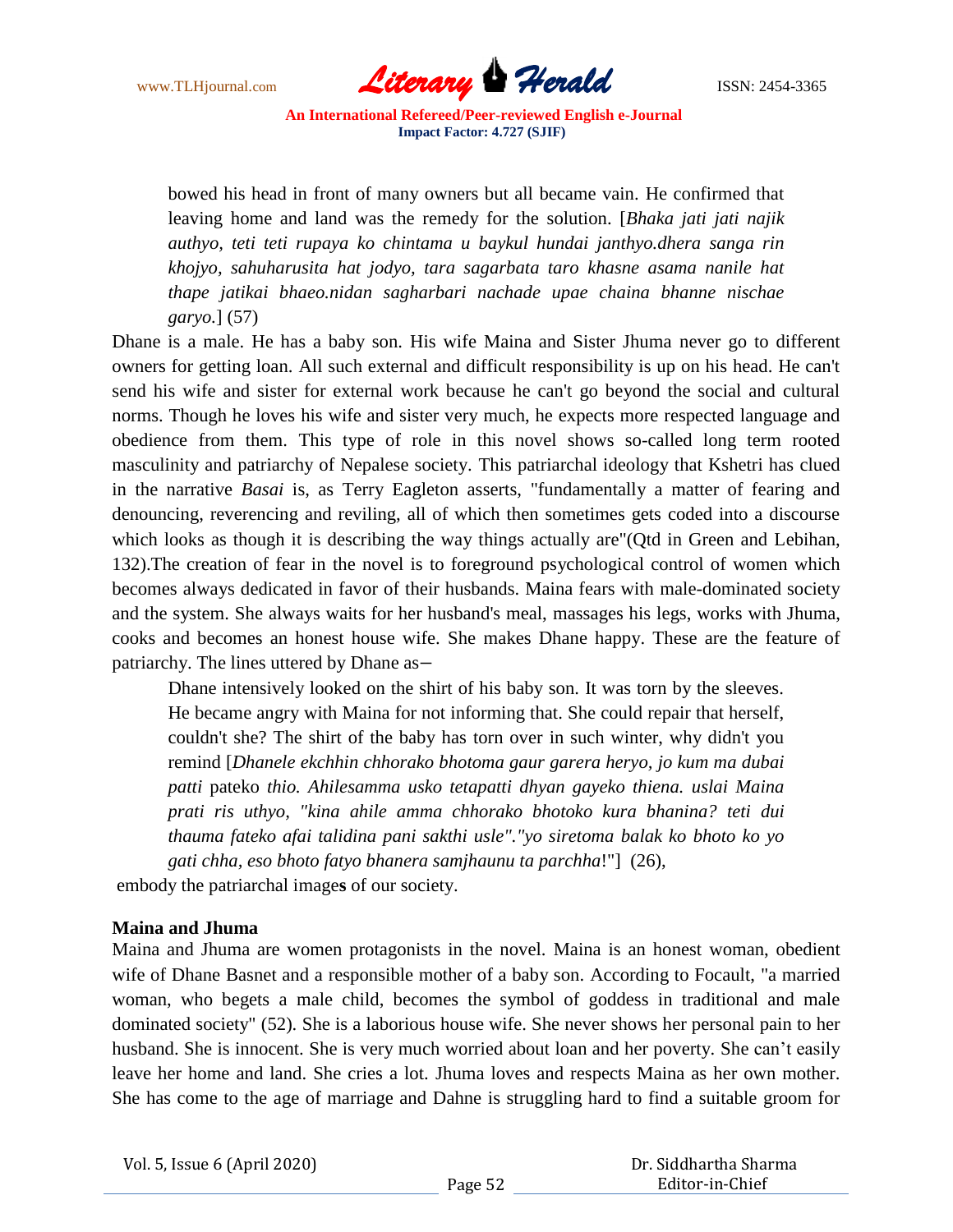> bowed his head in front of many owners but all became vain. He confirmed that leaving home and land was the remedy for the solution. [*Bhaka jati jati najik authyo, teti teti rupaya ko chintama u baykul hundai janthyo.dhera sanga rin khojyo, sahuharusita hat jodyo, tara sagarbata taro khasne asama nanile hat thape jatikai bhaeo.nidan sagharbari nachade upae chaina bhanne nischae garyo.*] (57)

Dhane is a male. He has a baby son. His wife Maina and Sister Jhuma never go to different owners for getting loan. All such external and difficult responsibility is up on his head. He can't send his wife and sister for external work because he can't go beyond the social and cultural norms. Though he loves his wife and sister very much, he expects more respected language and obedience from them. This type of role in this novel shows so-called long term rooted masculinity and patriarchy of Nepalese society. This patriarchal ideology that Kshetri has clued in the narrative *Basai* is, as Terry Eagleton asserts, "fundamentally a matter of fearing and denouncing, reverencing and reviling, all of which then sometimes gets coded into a discourse which looks as though it is describing the way things actually are"(Qtd in Green and Lebihan, 132).The creation of fear in the novel is to foreground psychological control of women which becomes always dedicated in favor of their husbands. Maina fears with male-dominated society and the system. She always waits for her husband's meal, massages his legs, works with Jhuma, cooks and becomes an honest house wife. She makes Dhane happy. These are the feature of patriarchy. The lines uttered by Dhane as–

> Dhane intensively looked on the shirt of his baby son. It was torn by the sleeves. He became angry with Maina for not informing that. She could repair that herself, couldn't she? The shirt of the baby has torn over in such winter, why didn't you remind [*Dhanele ekchhin chhorako bhotoma gaur garera heryo, jo kum ma dubai patti* pateko *thio. Ahilesamma usko tetapatti dhyan gayeko thiena. uslai Maina prati ris uthyo, "kina ahile amma chhorako bhotoko kura bhanina? teti dui thauma fateko afai talidina pani sakthi usle"."yo siretoma balak ko bhoto ko yo gati chha, eso bhoto fatyo bhanera samjhaunu ta parchha*!"] (26),

embody the patriarchal image**s** of our society.

**Maina and Jhuma**

Maina and Jhuma are women protagonists in the novel. Maina is an honest woman, obedient wife of Dhane Basnet and a responsible mother of a baby son. According to Focault, "a married woman, who begets a male child, becomes the symbol of goddess in traditional and male dominated society" (52). She is a laborious house wife. She never shows her personal pain to her husband. She is innocent. She is very much worried about loan and her poverty. She can't easily leave her home and land. She cries a lot. Jhuma loves and respects Maina as her own mother. She has come to the age of marriage and Dahne is struggling hard to find a suitable groom for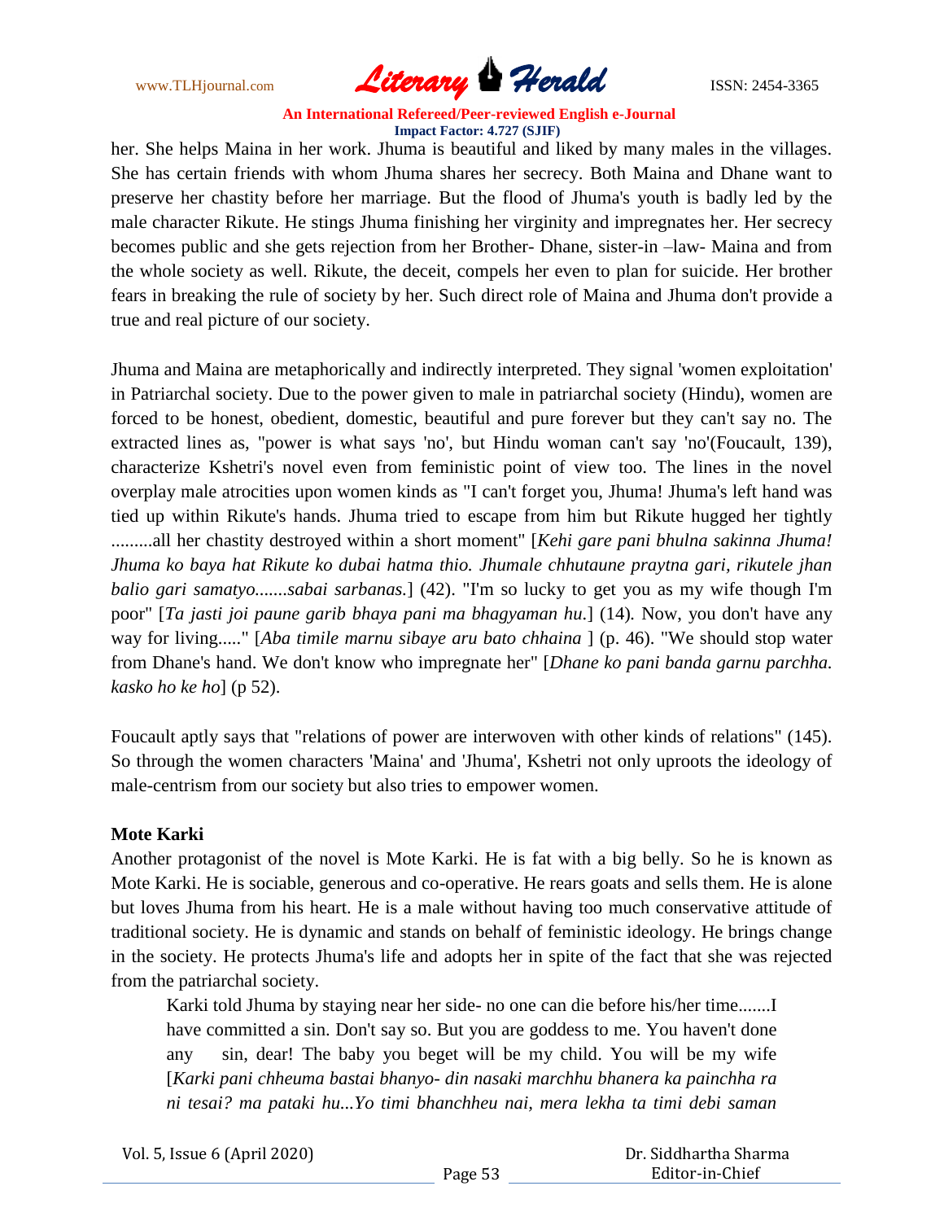her. She helps Maina in her work. Jhuma is beautiful and liked by many males in the villages. She has certain friends with whom Jhuma shares her secrecy. Both Maina and Dhane want to preserve her chastity before her marriage. But the flood of Jhuma's youth is badly led by the male character Rikute. He stings Jhuma finishing her virginity and impregnates her. Her secrecy becomes public and she gets rejection from her Brother- Dhane, sister-in –law- Maina and from the whole society as well. Rikute, the deceit, compels her even to plan for suicide. Her brother fears in breaking the rule of society by her. Such direct role of Maina and Jhuma don't provide a true and real picture of our society.

Jhuma and Maina are metaphorically and indirectly interpreted. They signal 'women exploitation' in Patriarchal society. Due to the power given to male in patriarchal society (Hindu), women are forced to be honest, obedient, domestic, beautiful and pure forever but they can't say no. The extracted lines as, "power is what says 'no', but Hindu woman can't say 'no'(Foucault, 139), characterize Kshetri's novel even from feministic point of view too. The lines in the novel overplay male atrocities upon women kinds as "I can't forget you, Jhuma! Jhuma's left hand was tied up within Rikute's hands. Jhuma tried to escape from him but Rikute hugged her tightly .........all her chastity destroyed within a short moment" [*Kehi gare pani bhulna sakinna Jhuma! Jhuma ko baya hat Rikute ko dubai hatma thio. Jhumale chhutaune praytna gari, rikutele jhan balio gari samatyo.......sabai sarbanas.*] (42). "I'm so lucky to get you as my wife though I'm poor" [*Ta jasti joi paune garib bhaya pani ma bhagyaman hu.*] (14)*.* Now, you don't have any way for living....." [*Aba timile marnu sibaye aru bato chhaina* ] (p. 46). "We should stop water from Dhane's hand. We don't know who impregnate her" [*Dhane ko pani banda garnu parchha. kasko ho ke ho*] (p 52).

Foucault aptly says that "relations of power are interwoven with other kinds of relations" (145). So through the women characters 'Maina' and 'Jhuma', Kshetri not only uproots the ideology of male-centrism from our society but also tries to empower women.

**Mote Karki**

Another protagonist of the novel is Mote Karki. He is fat with a big belly. So he is known as Mote Karki. He is sociable, generous and co-operative. He rears goats and sells them. He is alone but loves Jhuma from his heart. He is a male without having too much conservative attitude of traditional society. He is dynamic and stands on behalf of feministic ideology. He brings change in the society. He protects Jhuma's life and adopts her in spite of the fact that she was rejected from the patriarchal society.

> Karki told Jhuma by staying near her side- no one can die before his/her time.......I have committed a sin. Don't say so. But you are goddess to me. You haven't done any sin, dear! The baby you beget will be my child. You will be my wife [*Karki pani chheuma bastai bhanyo- din nasaki marchhu bhanera ka painchha ra ni tesai? ma pataki hu...Yo timi bhanchheu nai, mera lekha ta timi debi saman*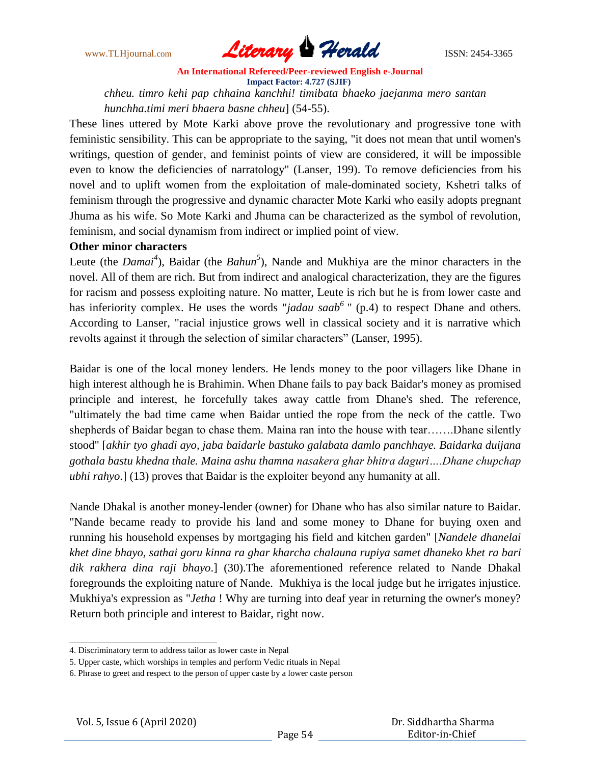*chheu. timro kehi pap chhaina kanchhi! timibata bhaeko jaejanma mero santan hunchha.timi meri bhaera basne chheu*] (54-55).

These lines uttered by Mote Karki above prove the revolutionary and progressive tone with feministic sensibility. This can be appropriate to the saying, "it does not mean that until women's writings, question of gender, and feminist points of view are considered, it will be impossible even to know the deficiencies of narratology" (Lanser, 199). To remove deficiencies from his novel and to uplift women from the exploitation of male-dominated society, Kshetri talks of feminism through the progressive and dynamic character Mote Karki who easily adopts pregnant Jhuma as his wife. So Mote Karki and Jhuma can be characterized as the symbol of revolution, feminism, and social dynamism from indirect or implied point of view.

**Other minor characters**

Leute (the *Damai*[4]), Baidar (the *Bahun*[5]), Nande and Mukhiya are the minor characters in the novel. All of them are rich. But from indirect and analogical characterization, they are the figures for racism and possess exploiting nature. No matter, Leute is rich but he is from lower caste and has inferiority complex. He uses the words "*jadau saab*[6] " (p.4) to respect Dhane and others. According to Lanser, "racial injustice grows well in classical society and it is narrative which revolts against it through the selection of similar characters" (Lanser, 1995).

Baidar is one of the local money lenders. He lends money to the poor villagers like Dhane in high interest although he is Brahimin. When Dhane fails to pay back Baidar's money as promised principle and interest, he forcefully takes away cattle from Dhane's shed. The reference, "ultimately the bad time came when Baidar untied the rope from the neck of the cattle. Two shepherds of Baidar began to chase them. Maina ran into the house with tear…….Dhane silently stood" [*akhir tyo ghadi ayo, jaba baidarle bastuko galabata damlo panchhaye. Baidarka duijana gothala bastu khedna thale. Maina ashu thamna nasakera ghar bhitra daguri….Dhane chupchap ubhi rahyo*.] (13) proves that Baidar is the exploiter beyond any humanity at all.

Nande Dhakal is another money-lender (owner) for Dhane who has also similar nature to Baidar. "Nande became ready to provide his land and some money to Dhane for buying oxen and running his household expenses by mortgaging his field and kitchen garden" [*Nandele dhanelai khet dine bhayo, sathai goru kinna ra ghar kharcha chalauna rupiya samet dhaneko khet ra bari dik rakhera dina raji bhayo*.] (30).The aforementioned reference related to Nande Dhakal foregrounds the exploiting nature of Nande. Mukhiya is the local judge but he irrigates injustice. Mukhiya's expression as "*Jetha* ! Why are turning into deaf year in returning the owner's money? Return both principle and interest to Baidar, right now.

---

4. Discriminatory term to address tailor as lower caste in Nepal

5. Upper caste, which worships in temples and perform Vedic rituals in Nepal

6. Phrase to greet and respect to the person of upper caste by a lower caste person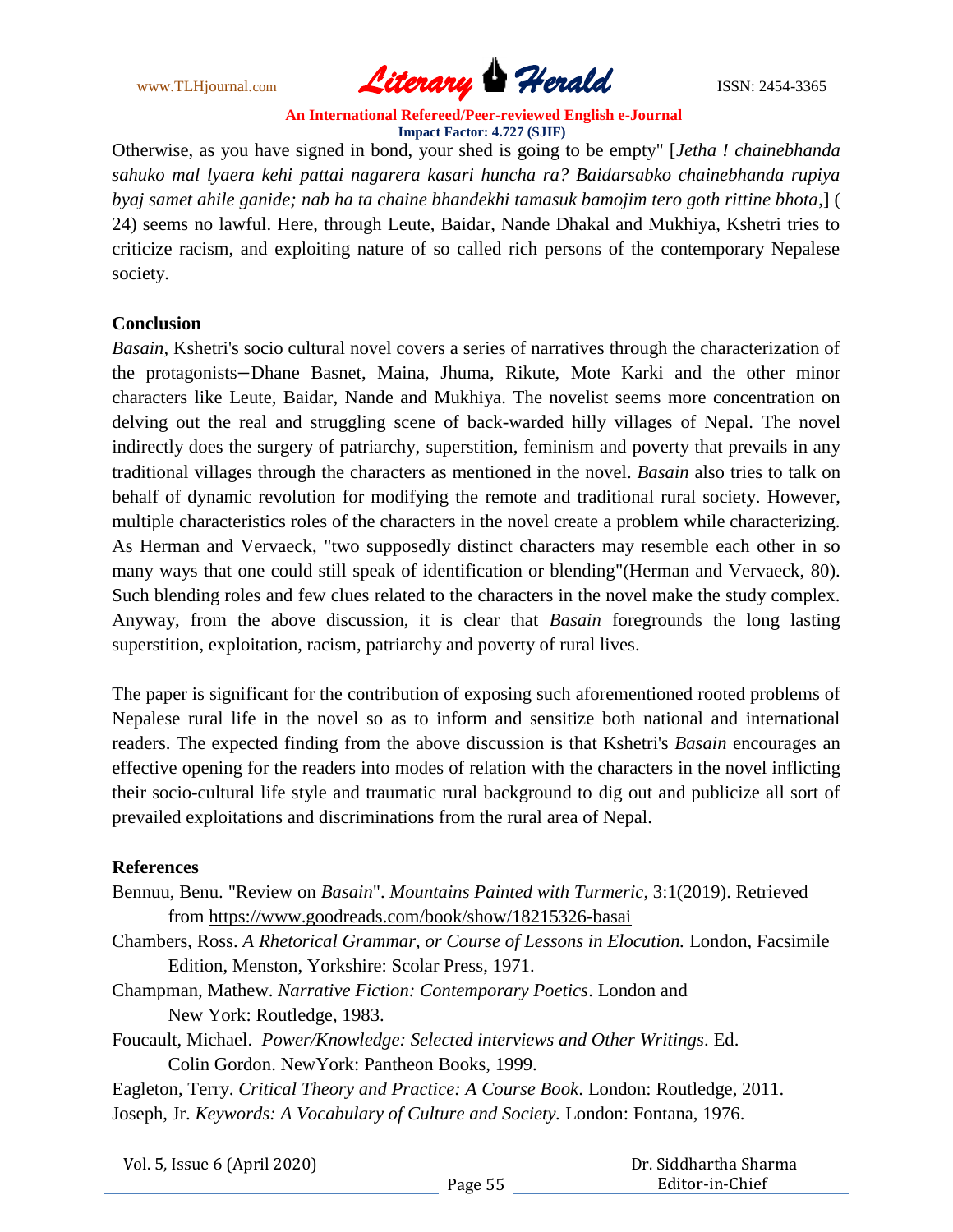Otherwise, as you have signed in bond, your shed is going to be empty" [*Jetha ! chainebhanda sahuko mal lyaera kehi pattai nagarera kasari huncha ra? Baidarsabko chainebhanda rupiya byaj samet ahile ganide; nab ha ta chaine bhandekhi tamasuk bamojim tero goth rittine bhota*,] ( 24) seems no lawful. Here, through Leute, Baidar, Nande Dhakal and Mukhiya, Kshetri tries to criticize racism, and exploiting nature of so called rich persons of the contemporary Nepalese society.

**Conclusion**

*Basain*, Kshetri's socio cultural novel covers a series of narratives through the characterization of the protagonists—Dhane Basnet, Maina, Jhuma, Rikute, Mote Karki and the other minor characters like Leute, Baidar, Nande and Mukhiya. The novelist seems more concentration on delving out the real and struggling scene of back-warded hilly villages of Nepal. The novel indirectly does the surgery of patriarchy, superstition, feminism and poverty that prevails in any traditional villages through the characters as mentioned in the novel. *Basain* also tries to talk on behalf of dynamic revolution for modifying the remote and traditional rural society. However, multiple characteristics roles of the characters in the novel create a problem while characterizing. As Herman and Vervaeck, "two supposedly distinct characters may resemble each other in so many ways that one could still speak of identification or blending"(Herman and Vervaeck, 80). Such blending roles and few clues related to the characters in the novel make the study complex. Anyway, from the above discussion, it is clear that *Basain* foregrounds the long lasting superstition, exploitation, racism, patriarchy and poverty of rural lives.

The paper is significant for the contribution of exposing such aforementioned rooted problems of Nepalese rural life in the novel so as to inform and sensitize both national and international readers. The expected finding from the above discussion is that Kshetri's *Basain* encourages an effective opening for the readers into modes of relation with the characters in the novel inflicting their socio-cultural life style and traumatic rural background to dig out and publicize all sort of prevailed exploitations and discriminations from the rural area of Nepal.

**References**

Bennuu, Benu. "Review on *Basain*". *Mountains Painted with Turmeric*, 3:1(2019). Retrieved from https://www.goodreads.com/book/show/18215326-basai

Chambers, Ross. *A Rhetorical Grammar, or Course of Lessons in Elocution.* London, Facsimile Edition, Menston, Yorkshire: Scolar Press, 1971.

Champman, Mathew. *Narrative Fiction: Contemporary Poetics*. London and New York: Routledge, 1983.

Foucault, Michael. *Power/Knowledge: Selected interviews and Other Writings*. Ed. Colin Gordon. NewYork: Pantheon Books, 1999.

Eagleton, Terry. *Critical Theory and Practice: A Course Book*. London: Routledge, 2011.

Joseph, Jr. *Keywords: A Vocabulary of Culture and Society.* London: Fontana, 1976.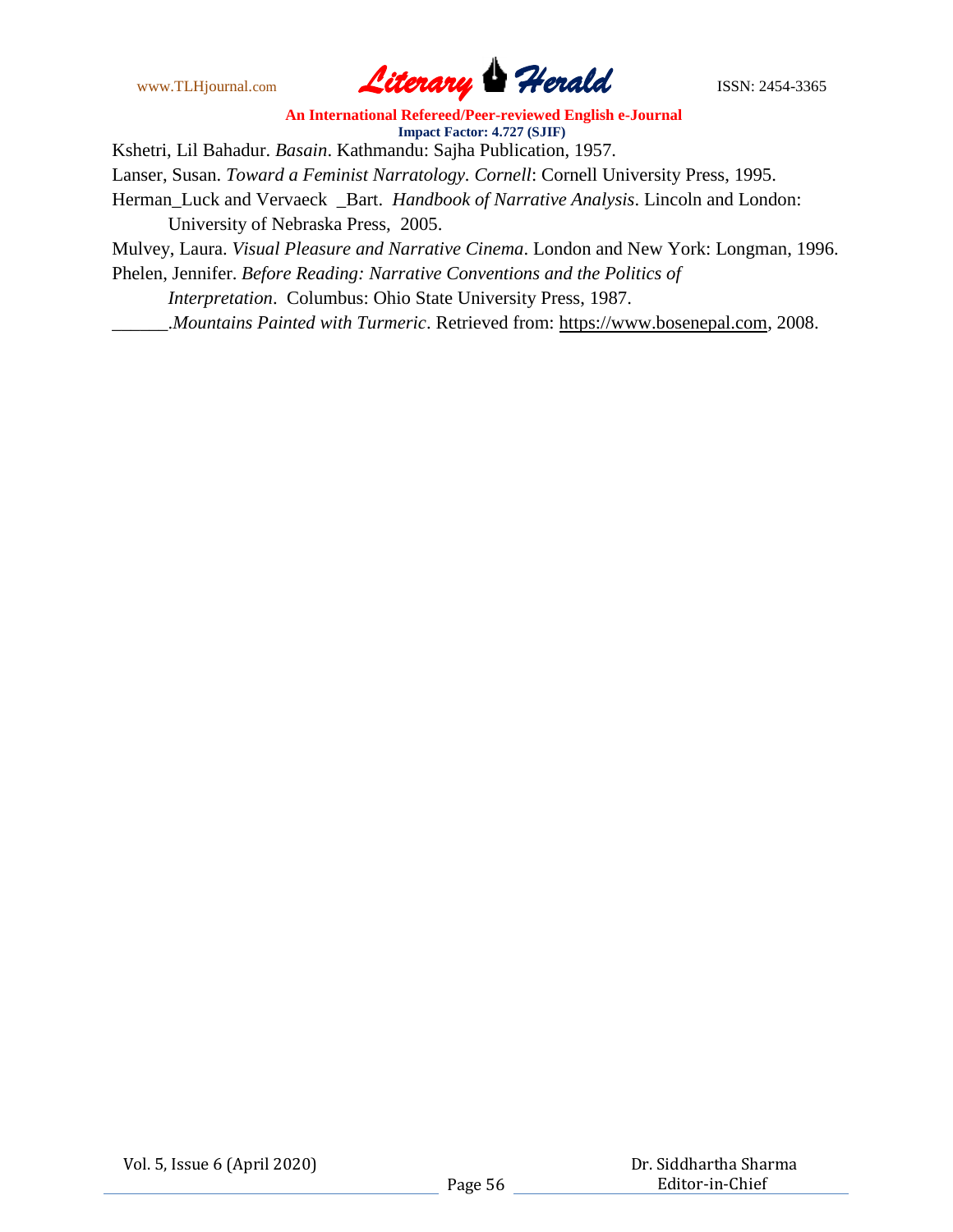Kshetri, Lil Bahadur. *Basain*. Kathmandu: Sajha Publication, 1957.

Lanser, Susan. *Toward a Feminist Narratology*. *Cornell*: Cornell University Press, 1995.

Herman_Luck and Vervaeck _Bart. *Handbook of Narrative Analysis*. Lincoln and London: University of Nebraska Press, 2005.

Mulvey, Laura. *Visual Pleasure and Narrative Cinema*. London and New York: Longman, 1996.

Phelen, Jennifer. *Before Reading: Narrative Conventions and the Politics of Interpretation*. Columbus: Ohio State University Press, 1987.

______.*Mountains Painted with Turmeric*. Retrieved from: https://www.bosenepal.com, 2008.